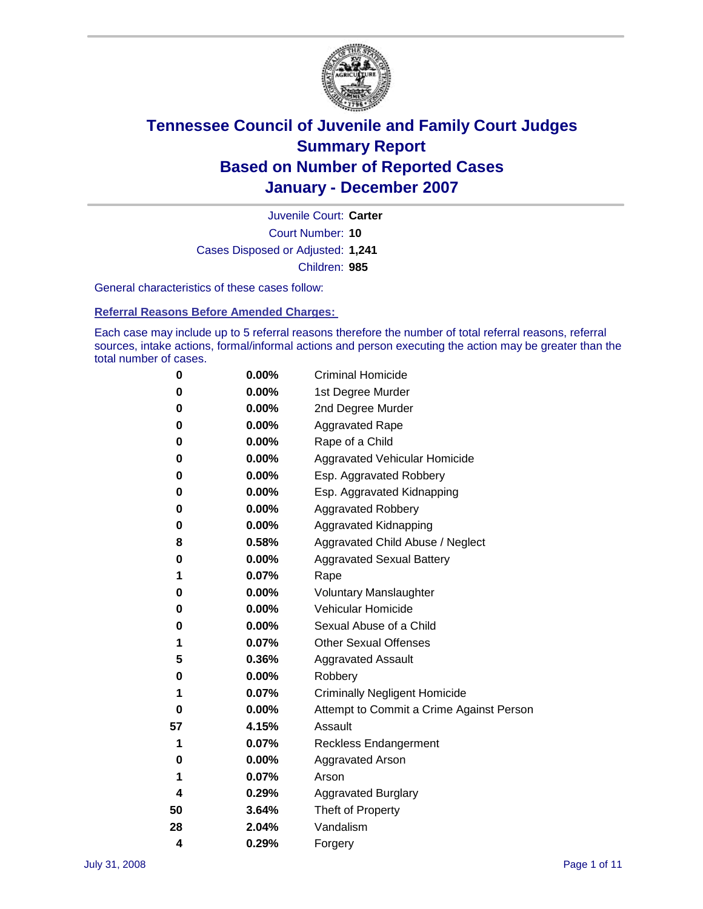# Tennessee Council of Juvenile and Family Court Judges
## Summary Report
## Based on Number of Reported Cases
## January - December 2007

Juvenile Court: **Carter**

Court Number: **10**

Cases Disposed or Adjusted: **1,241**

Children: **985**

General characteristics of these cases follow:

### Referral Reasons Before Amended Charges:

Each case may include up to 5 referral reasons therefore the number of total referral reasons, referral sources, intake actions, formal/informal actions and person executing the action may be greater than the total number of cases.

| | | |
|---|---|---|
| 0 | 0.00% | Criminal Homicide |
| 0 | 0.00% | 1st Degree Murder |
| 0 | 0.00% | 2nd Degree Murder |
| 0 | 0.00% | Aggravated Rape |
| 0 | 0.00% | Rape of a Child |
| 0 | 0.00% | Aggravated Vehicular Homicide |
| 0 | 0.00% | Esp. Aggravated Robbery |
| 0 | 0.00% | Esp. Aggravated Kidnapping |
| 0 | 0.00% | Aggravated Robbery |
| 0 | 0.00% | Aggravated Kidnapping |
| 8 | 0.58% | Aggravated Child Abuse / Neglect |
| 0 | 0.00% | Aggravated Sexual Battery |
| 1 | 0.07% | Rape |
| 0 | 0.00% | Voluntary Manslaughter |
| 0 | 0.00% | Vehicular Homicide |
| 0 | 0.00% | Sexual Abuse of a Child |
| 1 | 0.07% | Other Sexual Offenses |
| 5 | 0.36% | Aggravated Assault |
| 0 | 0.00% | Robbery |
| 1 | 0.07% | Criminally Negligent Homicide |
| 0 | 0.00% | Attempt to Commit a Crime Against Person |
| 57 | 4.15% | Assault |
| 1 | 0.07% | Reckless Endangerment |
| 0 | 0.00% | Aggravated Arson |
| 1 | 0.07% | Arson |
| 4 | 0.29% | Aggravated Burglary |
| 50 | 3.64% | Theft of Property |
| 28 | 2.04% | Vandalism |
| 4 | 0.29% | Forgery |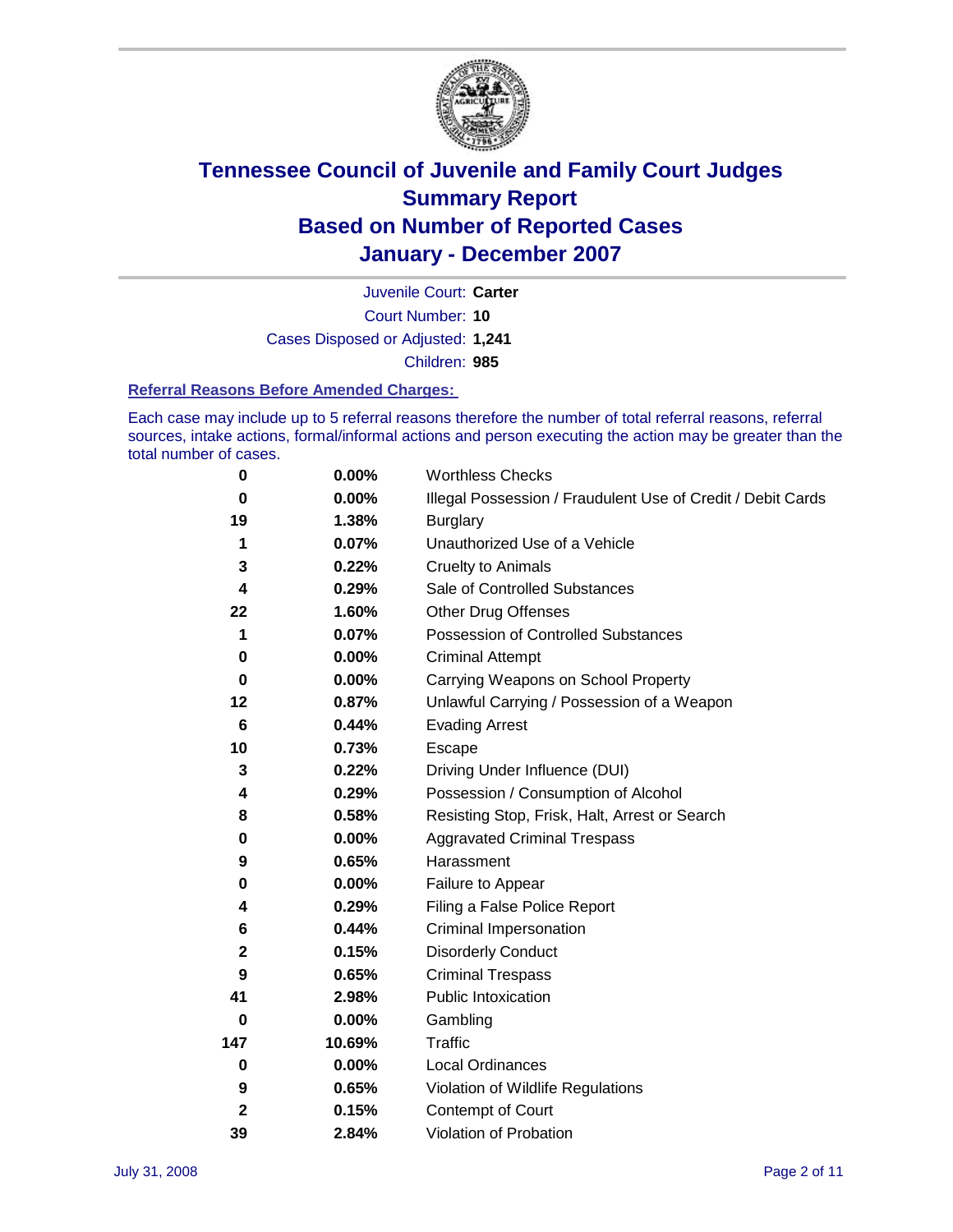# Tennessee Council of Juvenile and Family Court Judges
## Summary Report
## Based on Number of Reported Cases
## January - December 2007

Juvenile Court: **Carter**
Court Number: **10**
Cases Disposed or Adjusted: **1,241**
Children: **985**

### Referral Reasons Before Amended Charges:

Each case may include up to 5 referral reasons therefore the number of total referral reasons, referral sources, intake actions, formal/informal actions and person executing the action may be greater than the total number of cases.

| | | |
|---|---|---|
| 0 | 0.00% | Worthless Checks |
| 0 | 0.00% | Illegal Possession / Fraudulent Use of Credit / Debit Cards |
| 19 | 1.38% | Burglary |
| 1 | 0.07% | Unauthorized Use of a Vehicle |
| 3 | 0.22% | Cruelty to Animals |
| 4 | 0.29% | Sale of Controlled Substances |
| 22 | 1.60% | Other Drug Offenses |
| 1 | 0.07% | Possession of Controlled Substances |
| 0 | 0.00% | Criminal Attempt |
| 0 | 0.00% | Carrying Weapons on School Property |
| 12 | 0.87% | Unlawful Carrying / Possession of a Weapon |
| 6 | 0.44% | Evading Arrest |
| 10 | 0.73% | Escape |
| 3 | 0.22% | Driving Under Influence (DUI) |
| 4 | 0.29% | Possession / Consumption of Alcohol |
| 8 | 0.58% | Resisting Stop, Frisk, Halt, Arrest or Search |
| 0 | 0.00% | Aggravated Criminal Trespass |
| 9 | 0.65% | Harassment |
| 0 | 0.00% | Failure to Appear |
| 4 | 0.29% | Filing a False Police Report |
| 6 | 0.44% | Criminal Impersonation |
| 2 | 0.15% | Disorderly Conduct |
| 9 | 0.65% | Criminal Trespass |
| 41 | 2.98% | Public Intoxication |
| 0 | 0.00% | Gambling |
| 147 | 10.69% | Traffic |
| 0 | 0.00% | Local Ordinances |
| 9 | 0.65% | Violation of Wildlife Regulations |
| 2 | 0.15% | Contempt of Court |
| 39 | 2.84% | Violation of Probation |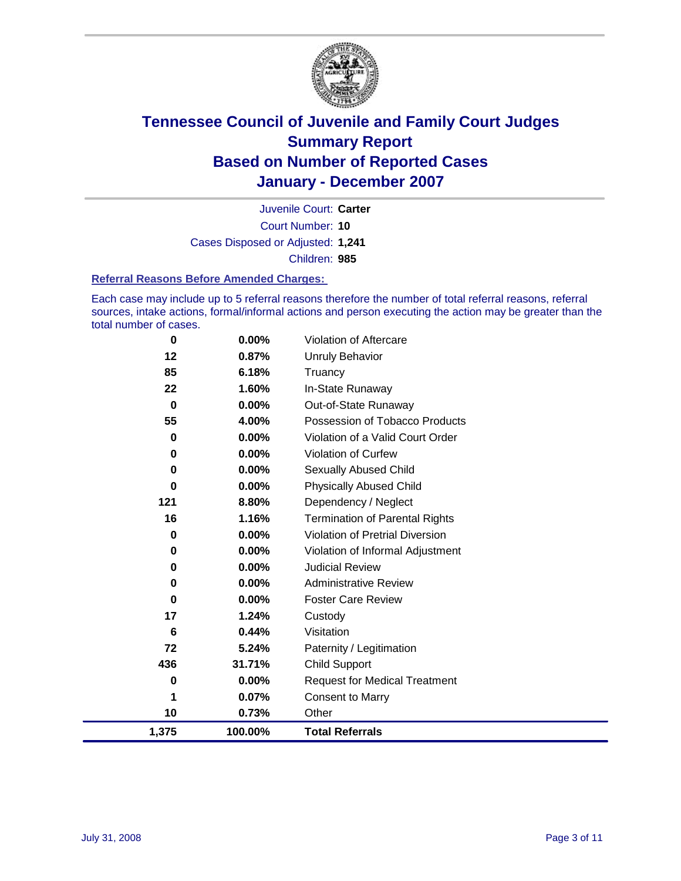# Tennessee Council of Juvenile and Family Court Judges
## Summary Report
## Based on Number of Reported Cases
## January - December 2007

Juvenile Court: **Carter**
Court Number: **10**
Cases Disposed or Adjusted: **1,241**
Children: **985**

### Referral Reasons Before Amended Charges:

Each case may include up to 5 referral reasons therefore the number of total referral reasons, referral sources, intake actions, formal/informal actions and person executing the action may be greater than the total number of cases.

| Count | Percent | Referral Reason |
|---|---|---|
| 0 | 0.00% | Violation of Aftercare |
| 12 | 0.87% | Unruly Behavior |
| 85 | 6.18% | Truancy |
| 22 | 1.60% | In-State Runaway |
| 0 | 0.00% | Out-of-State Runaway |
| 55 | 4.00% | Possession of Tobacco Products |
| 0 | 0.00% | Violation of a Valid Court Order |
| 0 | 0.00% | Violation of Curfew |
| 0 | 0.00% | Sexually Abused Child |
| 0 | 0.00% | Physically Abused Child |
| 121 | 8.80% | Dependency / Neglect |
| 16 | 1.16% | Termination of Parental Rights |
| 0 | 0.00% | Violation of Pretrial Diversion |
| 0 | 0.00% | Violation of Informal Adjustment |
| 0 | 0.00% | Judicial Review |
| 0 | 0.00% | Administrative Review |
| 0 | 0.00% | Foster Care Review |
| 17 | 1.24% | Custody |
| 6 | 0.44% | Visitation |
| 72 | 5.24% | Paternity / Legitimation |
| 436 | 31.71% | Child Support |
| 0 | 0.00% | Request for Medical Treatment |
| 1 | 0.07% | Consent to Marry |
| 10 | 0.73% | Other |
| **1,375** | **100.00%** | **Total Referrals** |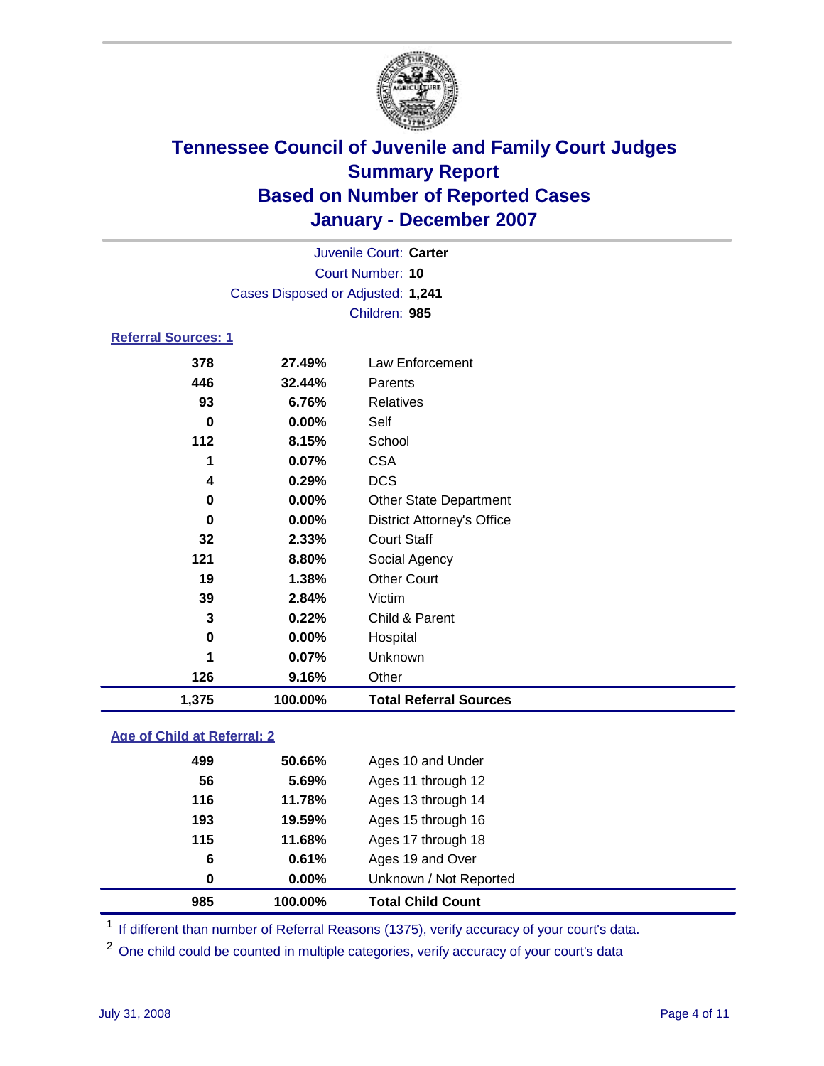# Tennessee Council of Juvenile and Family Court Judges
## Summary Report
## Based on Number of Reported Cases
## January - December 2007

Juvenile Court: **Carter**
Court Number: **10**
Cases Disposed or Adjusted: **1,241**
Children: **985**

### Referral Sources: 1

| Count | Percent | Source |
|---|---|---|
| 378 | 27.49% | Law Enforcement |
| 446 | 32.44% | Parents |
| 93 | 6.76% | Relatives |
| 0 | 0.00% | Self |
| 112 | 8.15% | School |
| 1 | 0.07% | CSA |
| 4 | 0.29% | DCS |
| 0 | 0.00% | Other State Department |
| 0 | 0.00% | District Attorney's Office |
| 32 | 2.33% | Court Staff |
| 121 | 8.80% | Social Agency |
| 19 | 1.38% | Other Court |
| 39 | 2.84% | Victim |
| 3 | 0.22% | Child & Parent |
| 0 | 0.00% | Hospital |
| 1 | 0.07% | Unknown |
| 126 | 9.16% | Other |
| **1,375** | **100.00%** | **Total Referral Sources** |

### Age of Child at Referral: 2

| Count | Percent | Age |
|---|---|---|
| 499 | 50.66% | Ages 10 and Under |
| 56 | 5.69% | Ages 11 through 12 |
| 116 | 11.78% | Ages 13 through 14 |
| 193 | 19.59% | Ages 15 through 16 |
| 115 | 11.68% | Ages 17 through 18 |
| 6 | 0.61% | Ages 19 and Over |
| 0 | 0.00% | Unknown / Not Reported |
| **985** | **100.00%** | **Total Child Count** |

[1] If different than number of Referral Reasons (1375), verify accuracy of your court's data.

[2] One child could be counted in multiple categories, verify accuracy of your court's data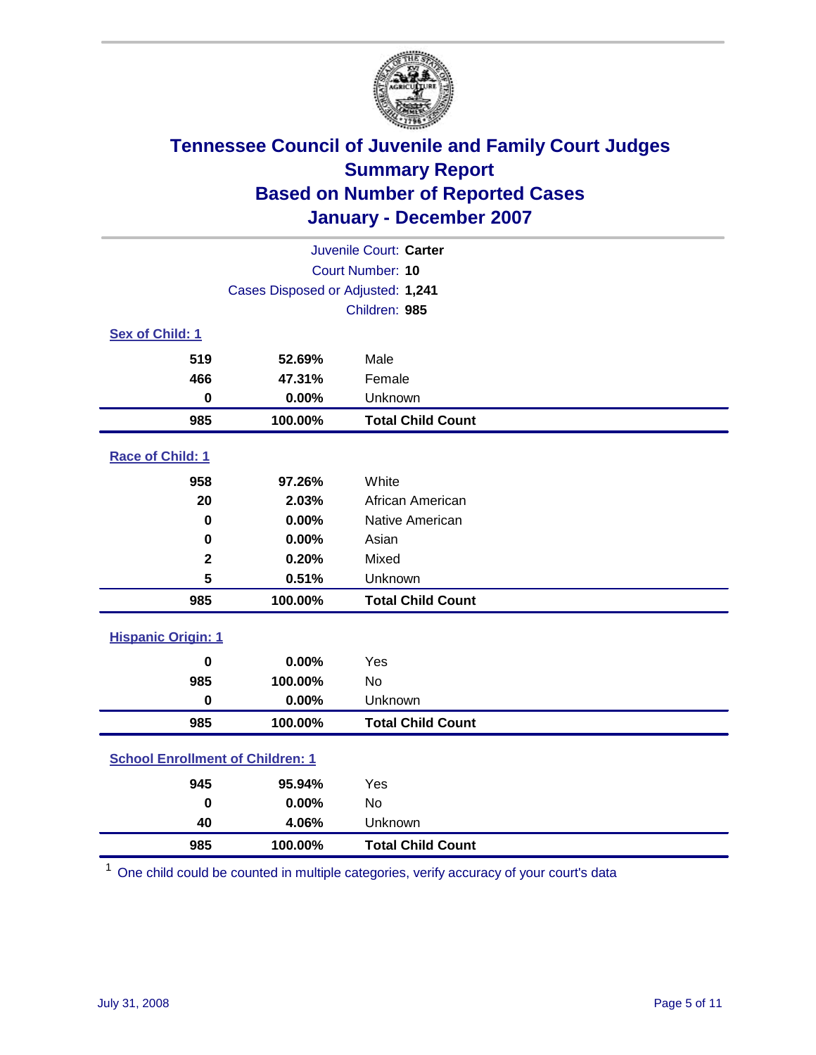# Tennessee Council of Juvenile and Family Court Judges
## Summary Report
## Based on Number of Reported Cases
## January - December 2007

Juvenile Court: **Carter**
Court Number: **10**
Cases Disposed or Adjusted: **1,241**
Children: **985**

### Sex of Child: 1

| | | |
|---|---|---|
| 519 | 52.69% | Male |
| 466 | 47.31% | Female |
| 0 | 0.00% | Unknown |
| **985** | **100.00%** | **Total Child Count** |

### Race of Child: 1

| | | |
|---|---|---|
| 958 | 97.26% | White |
| 20 | 2.03% | African American |
| 0 | 0.00% | Native American |
| 0 | 0.00% | Asian |
| 2 | 0.20% | Mixed |
| 5 | 0.51% | Unknown |
| **985** | **100.00%** | **Total Child Count** |

### Hispanic Origin: 1

| | | |
|---|---|---|
| 0 | 0.00% | Yes |
| 985 | 100.00% | No |
| 0 | 0.00% | Unknown |
| **985** | **100.00%** | **Total Child Count** |

### School Enrollment of Children: 1

| | | |
|---|---|---|
| 945 | 95.94% | Yes |
| 0 | 0.00% | No |
| 40 | 4.06% | Unknown |
| **985** | **100.00%** | **Total Child Count** |

[1] One child could be counted in multiple categories, verify accuracy of your court's data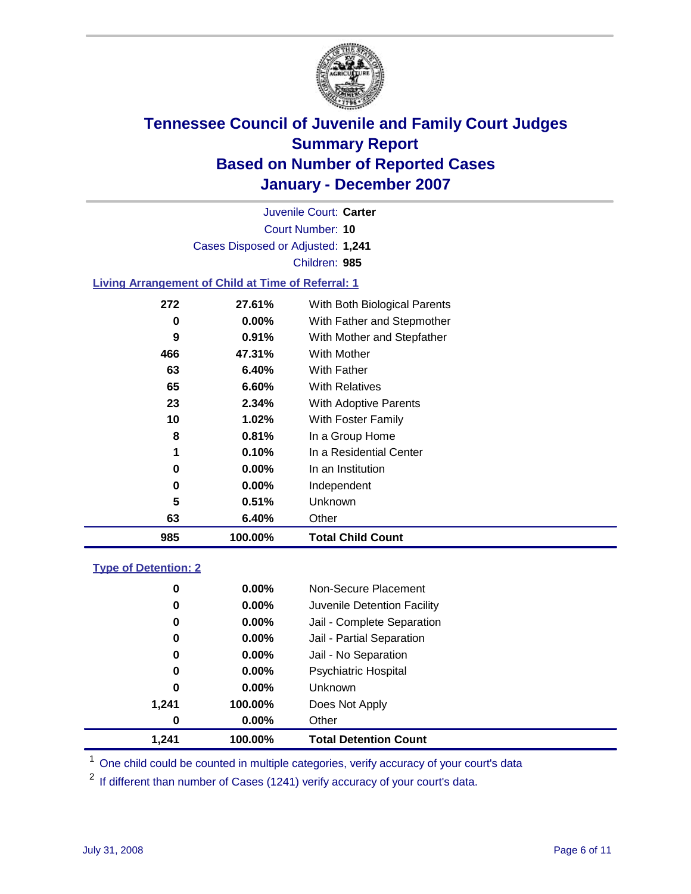# Tennessee Council of Juvenile and Family Court Judges
## Summary Report
## Based on Number of Reported Cases
## January - December 2007

Juvenile Court: **Carter**
Court Number: **10**
Cases Disposed or Adjusted: **1,241**
Children: **985**

### Living Arrangement of Child at Time of Referral: 1

| Count | Percent | Category |
|---|---|---|
| 272 | 27.61% | With Both Biological Parents |
| 0 | 0.00% | With Father and Stepmother |
| 9 | 0.91% | With Mother and Stepfather |
| 466 | 47.31% | With Mother |
| 63 | 6.40% | With Father |
| 65 | 6.60% | With Relatives |
| 23 | 2.34% | With Adoptive Parents |
| 10 | 1.02% | With Foster Family |
| 8 | 0.81% | In a Group Home |
| 1 | 0.10% | In a Residential Center |
| 0 | 0.00% | In an Institution |
| 0 | 0.00% | Independent |
| 5 | 0.51% | Unknown |
| 63 | 6.40% | Other |
| **985** | **100.00%** | **Total Child Count** |

### Type of Detention: 2

| Count | Percent | Category |
|---|---|---|
| 0 | 0.00% | Non-Secure Placement |
| 0 | 0.00% | Juvenile Detention Facility |
| 0 | 0.00% | Jail - Complete Separation |
| 0 | 0.00% | Jail - Partial Separation |
| 0 | 0.00% | Jail - No Separation |
| 0 | 0.00% | Psychiatric Hospital |
| 0 | 0.00% | Unknown |
| 1,241 | 100.00% | Does Not Apply |
| 0 | 0.00% | Other |
| **1,241** | **100.00%** | **Total Detention Count** |

[1] One child could be counted in multiple categories, verify accuracy of your court's data

[2] If different than number of Cases (1241) verify accuracy of your court's data.

July 31, 2008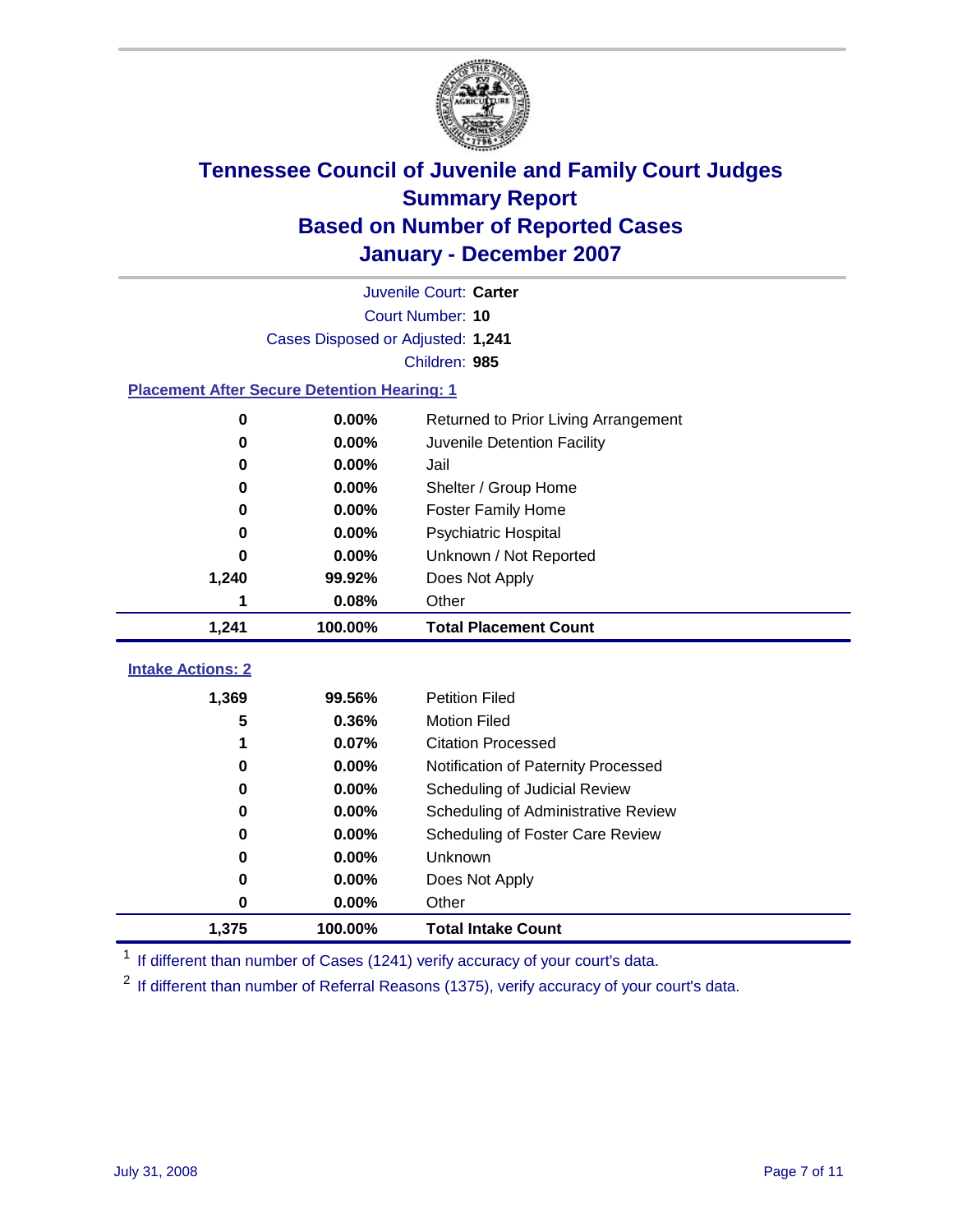# Tennessee Council of Juvenile and Family Court Judges
## Summary Report
## Based on Number of Reported Cases
## January - December 2007

Juvenile Court: **Carter**
Court Number: **10**
Cases Disposed or Adjusted: **1,241**
Children: **985**

### Placement After Secure Detention Hearing: 1

| | | |
|---|---|---|
| 0 | 0.00% | Returned to Prior Living Arrangement |
| 0 | 0.00% | Juvenile Detention Facility |
| 0 | 0.00% | Jail |
| 0 | 0.00% | Shelter / Group Home |
| 0 | 0.00% | Foster Family Home |
| 0 | 0.00% | Psychiatric Hospital |
| 0 | 0.00% | Unknown / Not Reported |
| 1,240 | 99.92% | Does Not Apply |
| 1 | 0.08% | Other |
| **1,241** | **100.00%** | **Total Placement Count** |

### Intake Actions: 2

| | | |
|---|---|---|
| 1,369 | 99.56% | Petition Filed |
| 5 | 0.36% | Motion Filed |
| 1 | 0.07% | Citation Processed |
| 0 | 0.00% | Notification of Paternity Processed |
| 0 | 0.00% | Scheduling of Judicial Review |
| 0 | 0.00% | Scheduling of Administrative Review |
| 0 | 0.00% | Scheduling of Foster Care Review |
| 0 | 0.00% | Unknown |
| 0 | 0.00% | Does Not Apply |
| 0 | 0.00% | Other |
| **1,375** | **100.00%** | **Total Intake Count** |

[1] If different than number of Cases (1241) verify accuracy of your court's data.

[2] If different than number of Referral Reasons (1375), verify accuracy of your court's data.

July 31, 2008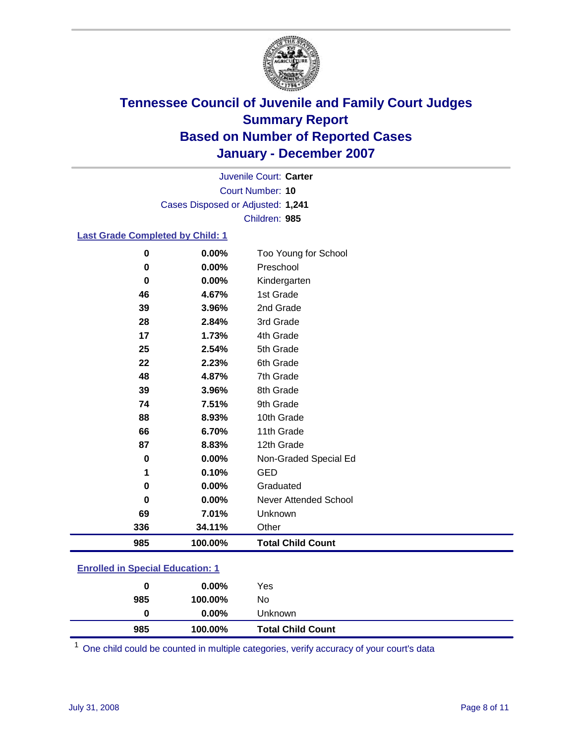# Tennessee Council of Juvenile and Family Court Judges
## Summary Report
## Based on Number of Reported Cases
## January - December 2007

Juvenile Court: **Carter**
Court Number: **10**
Cases Disposed or Adjusted: **1,241**
Children: **985**

### Last Grade Completed by Child: 1

| Count | Percent | Category |
|---|---|---|
| 0 | 0.00% | Too Young for School |
| 0 | 0.00% | Preschool |
| 0 | 0.00% | Kindergarten |
| 46 | 4.67% | 1st Grade |
| 39 | 3.96% | 2nd Grade |
| 28 | 2.84% | 3rd Grade |
| 17 | 1.73% | 4th Grade |
| 25 | 2.54% | 5th Grade |
| 22 | 2.23% | 6th Grade |
| 48 | 4.87% | 7th Grade |
| 39 | 3.96% | 8th Grade |
| 74 | 7.51% | 9th Grade |
| 88 | 8.93% | 10th Grade |
| 66 | 6.70% | 11th Grade |
| 87 | 8.83% | 12th Grade |
| 0 | 0.00% | Non-Graded Special Ed |
| 1 | 0.10% | GED |
| 0 | 0.00% | Graduated |
| 0 | 0.00% | Never Attended School |
| 69 | 7.01% | Unknown |
| 336 | 34.11% | Other |
| **985** | **100.00%** | **Total Child Count** |

### Enrolled in Special Education: 1

| Count | Percent | Category |
|---|---|---|
| 0 | 0.00% | Yes |
| 985 | 100.00% | No |
| 0 | 0.00% | Unknown |
| **985** | **100.00%** | **Total Child Count** |

[1] One child could be counted in multiple categories, verify accuracy of your court's data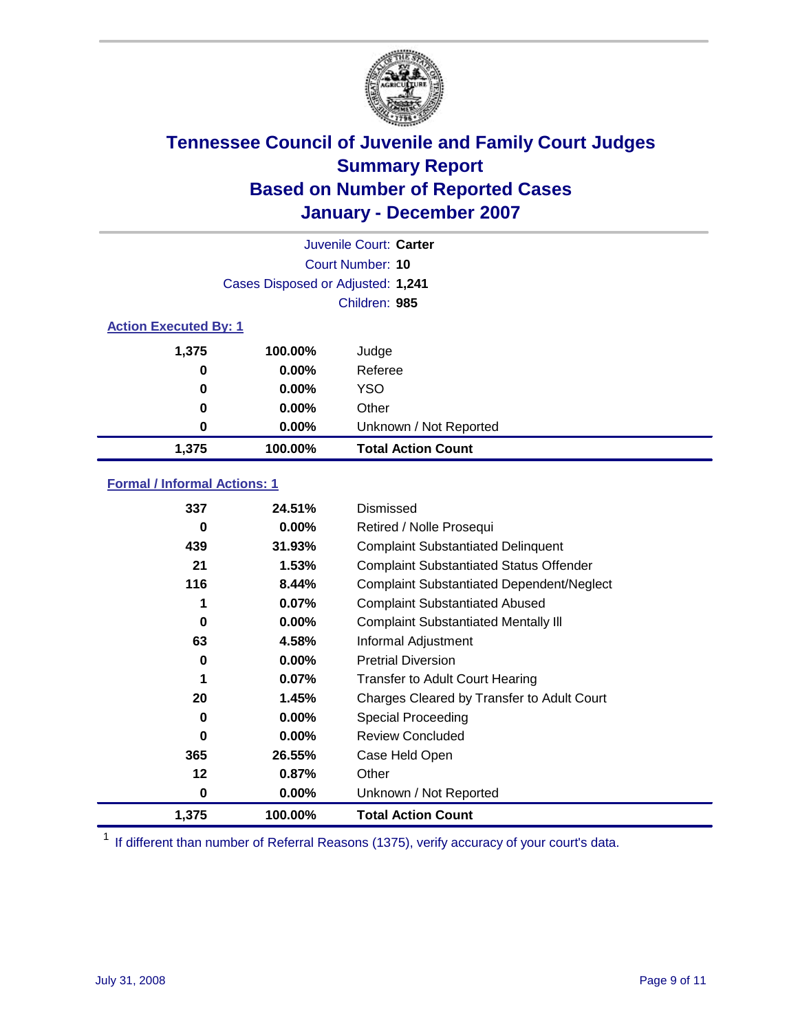# Tennessee Council of Juvenile and Family Court Judges
## Summary Report
## Based on Number of Reported Cases
## January - December 2007

Juvenile Court: **Carter**
Court Number: **10**
Cases Disposed or Adjusted: **1,241**
Children: **985**

### Action Executed By: 1

| | | |
|---|---|---|
| 1,375 | 100.00% | Judge |
| 0 | 0.00% | Referee |
| 0 | 0.00% | YSO |
| 0 | 0.00% | Other |
| 0 | 0.00% | Unknown / Not Reported |
| **1,375** | **100.00%** | **Total Action Count** |

### Formal / Informal Actions: 1

| | | |
|---|---|---|
| 337 | 24.51% | Dismissed |
| 0 | 0.00% | Retired / Nolle Prosequi |
| 439 | 31.93% | Complaint Substantiated Delinquent |
| 21 | 1.53% | Complaint Substantiated Status Offender |
| 116 | 8.44% | Complaint Substantiated Dependent/Neglect |
| 1 | 0.07% | Complaint Substantiated Abused |
| 0 | 0.00% | Complaint Substantiated Mentally Ill |
| 63 | 4.58% | Informal Adjustment |
| 0 | 0.00% | Pretrial Diversion |
| 1 | 0.07% | Transfer to Adult Court Hearing |
| 20 | 1.45% | Charges Cleared by Transfer to Adult Court |
| 0 | 0.00% | Special Proceeding |
| 0 | 0.00% | Review Concluded |
| 365 | 26.55% | Case Held Open |
| 12 | 0.87% | Other |
| 0 | 0.00% | Unknown / Not Reported |
| **1,375** | **100.00%** | **Total Action Count** |

[1] If different than number of Referral Reasons (1375), verify accuracy of your court's data.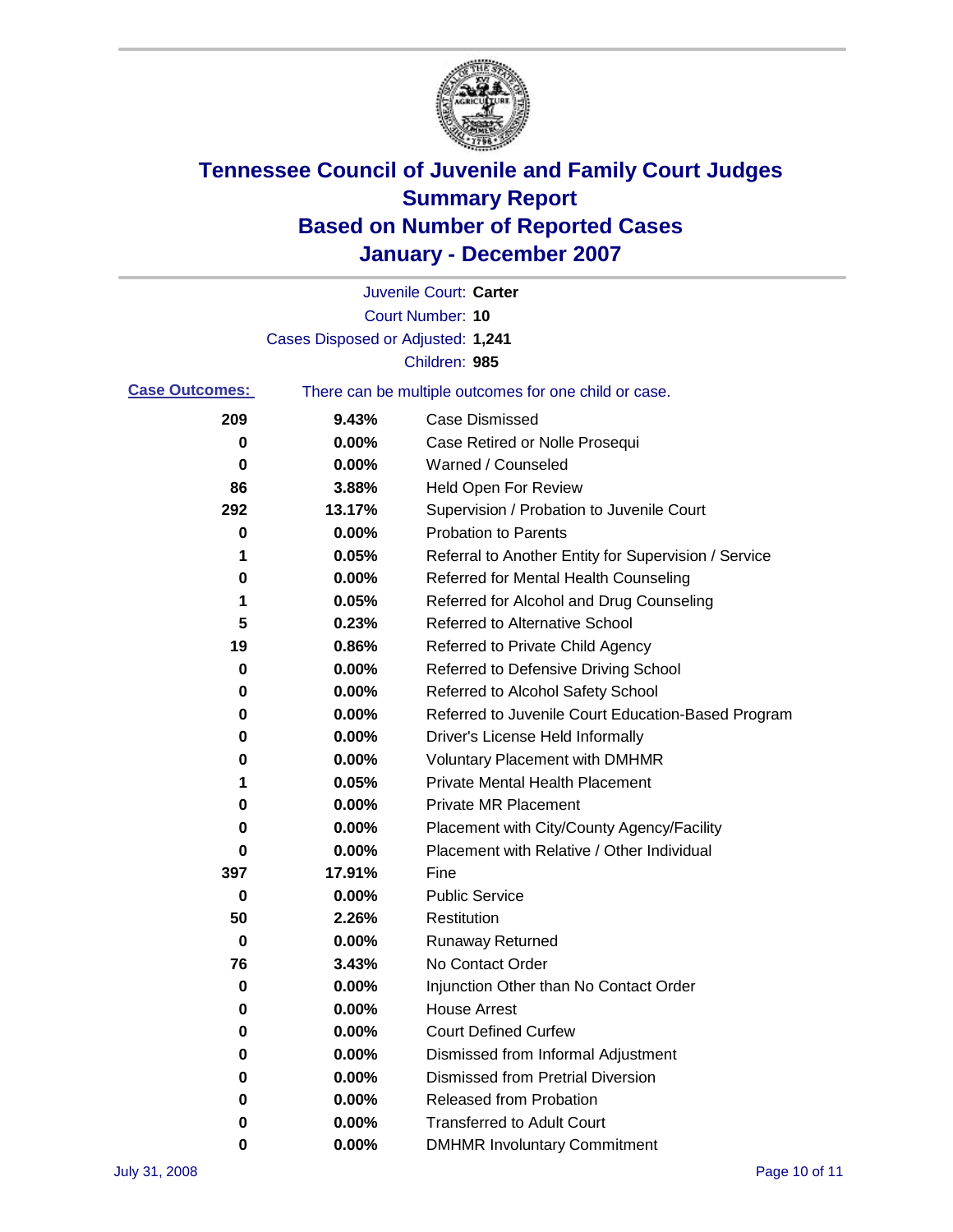# Tennessee Council of Juvenile and Family Court Judges
## Summary Report
## Based on Number of Reported Cases
## January - December 2007

Juvenile Court: **Carter**

Court Number: **10**

Cases Disposed or Adjusted: **1,241**

Children: **985**

**Case Outcomes:** There can be multiple outcomes for one child or case.

| Count | Percent | Outcome |
|---|---|---|
| 209 | 9.43% | Case Dismissed |
| 0 | 0.00% | Case Retired or Nolle Prosequi |
| 0 | 0.00% | Warned / Counseled |
| 86 | 3.88% | Held Open For Review |
| 292 | 13.17% | Supervision / Probation to Juvenile Court |
| 0 | 0.00% | Probation to Parents |
| 1 | 0.05% | Referral to Another Entity for Supervision / Service |
| 0 | 0.00% | Referred for Mental Health Counseling |
| 1 | 0.05% | Referred for Alcohol and Drug Counseling |
| 5 | 0.23% | Referred to Alternative School |
| 19 | 0.86% | Referred to Private Child Agency |
| 0 | 0.00% | Referred to Defensive Driving School |
| 0 | 0.00% | Referred to Alcohol Safety School |
| 0 | 0.00% | Referred to Juvenile Court Education-Based Program |
| 0 | 0.00% | Driver's License Held Informally |
| 0 | 0.00% | Voluntary Placement with DMHMR |
| 1 | 0.05% | Private Mental Health Placement |
| 0 | 0.00% | Private MR Placement |
| 0 | 0.00% | Placement with City/County Agency/Facility |
| 0 | 0.00% | Placement with Relative / Other Individual |
| 397 | 17.91% | Fine |
| 0 | 0.00% | Public Service |
| 50 | 2.26% | Restitution |
| 0 | 0.00% | Runaway Returned |
| 76 | 3.43% | No Contact Order |
| 0 | 0.00% | Injunction Other than No Contact Order |
| 0 | 0.00% | House Arrest |
| 0 | 0.00% | Court Defined Curfew |
| 0 | 0.00% | Dismissed from Informal Adjustment |
| 0 | 0.00% | Dismissed from Pretrial Diversion |
| 0 | 0.00% | Released from Probation |
| 0 | 0.00% | Transferred to Adult Court |
| 0 | 0.00% | DMHMR Involuntary Commitment |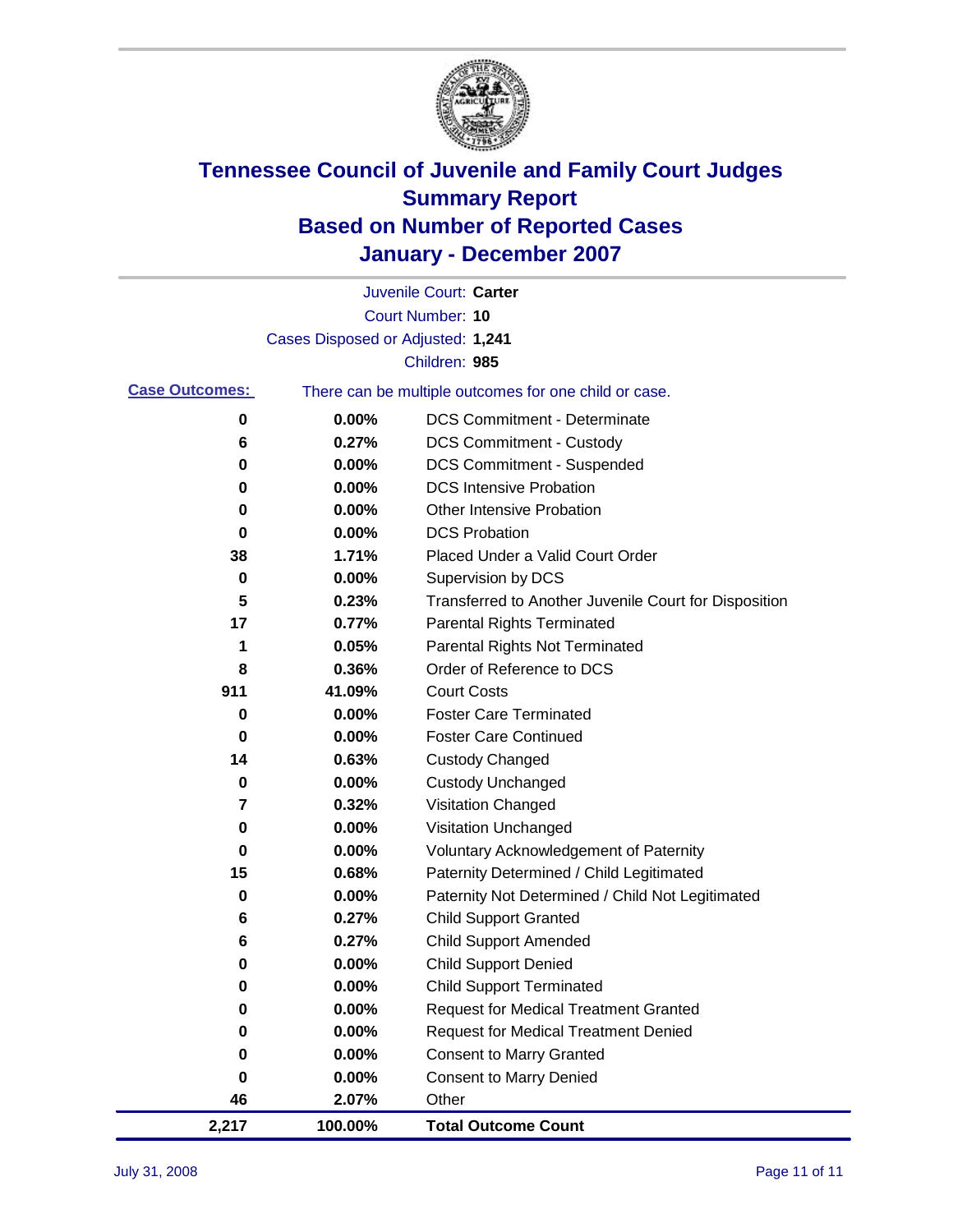# Tennessee Council of Juvenile and Family Court Judges
## Summary Report
## Based on Number of Reported Cases
## January - December 2007

Juvenile Court: **Carter**

Court Number: **10**

Cases Disposed or Adjusted: **1,241**

Children: **985**

**Case Outcomes:** There can be multiple outcomes for one child or case.

| | | |
|---|---|---|
| 0 | 0.00% | DCS Commitment - Determinate |
| 6 | 0.27% | DCS Commitment - Custody |
| 0 | 0.00% | DCS Commitment - Suspended |
| 0 | 0.00% | DCS Intensive Probation |
| 0 | 0.00% | Other Intensive Probation |
| 0 | 0.00% | DCS Probation |
| 38 | 1.71% | Placed Under a Valid Court Order |
| 0 | 0.00% | Supervision by DCS |
| 5 | 0.23% | Transferred to Another Juvenile Court for Disposition |
| 17 | 0.77% | Parental Rights Terminated |
| 1 | 0.05% | Parental Rights Not Terminated |
| 8 | 0.36% | Order of Reference to DCS |
| 911 | 41.09% | Court Costs |
| 0 | 0.00% | Foster Care Terminated |
| 0 | 0.00% | Foster Care Continued |
| 14 | 0.63% | Custody Changed |
| 0 | 0.00% | Custody Unchanged |
| 7 | 0.32% | Visitation Changed |
| 0 | 0.00% | Visitation Unchanged |
| 0 | 0.00% | Voluntary Acknowledgement of Paternity |
| 15 | 0.68% | Paternity Determined / Child Legitimated |
| 0 | 0.00% | Paternity Not Determined / Child Not Legitimated |
| 6 | 0.27% | Child Support Granted |
| 6 | 0.27% | Child Support Amended |
| 0 | 0.00% | Child Support Denied |
| 0 | 0.00% | Child Support Terminated |
| 0 | 0.00% | Request for Medical Treatment Granted |
| 0 | 0.00% | Request for Medical Treatment Denied |
| 0 | 0.00% | Consent to Marry Granted |
| 0 | 0.00% | Consent to Marry Denied |
| 46 | 2.07% | Other |
| **2,217** | **100.00%** | **Total Outcome Count** |